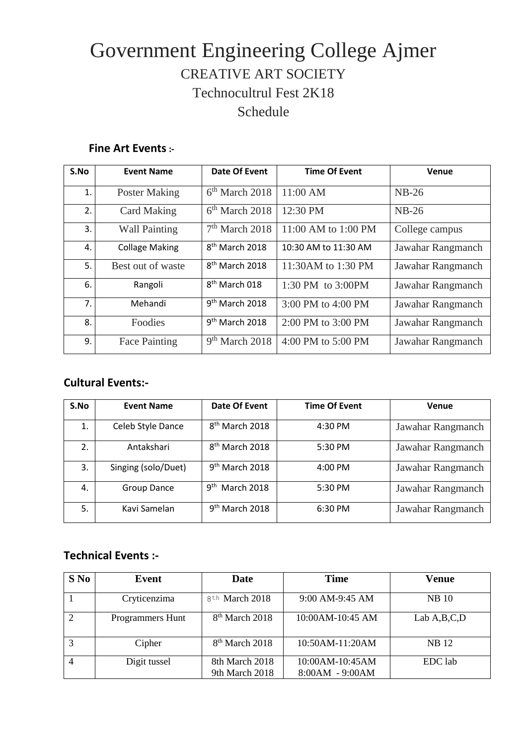# Government Engineering College Ajmer

## CREATIVE ART SOCIETY

## Technocultrul Fest 2K18

## Schedule

**Fine Art Events :-**

| S.No | Event Name | Date Of Event | Time Of Event | Venue |
|---|---|---|---|---|
| 1. | Poster Making | 6th March 2018 | 11:00 AM | NB-26 |
| 2. | Card Making | 6th March 2018 | 12:30 PM | NB-26 |
| 3. | Wall Painting | 7th March 2018 | 11:00 AM to 1:00 PM | College campus |
| 4. | Collage Making | 8th March 2018 | 10:30 AM to 11:30 AM | Jawahar Rangmanch |
| 5. | Best out of waste | 8th March 2018 | 11:30AM to 1:30 PM | Jawahar Rangmanch |
| 6. | Rangoli | 8th March 018 | 1:30 PM to 3:00PM | Jawahar Rangmanch |
| 7. | Mehandi | 9th March 2018 | 3:00 PM to 4:00 PM | Jawahar Rangmanch |
| 8. | Foodies | 9th March 2018 | 2:00 PM to 3:00 PM | Jawahar Rangmanch |
| 9. | Face Painting | 9th March 2018 | 4:00 PM to 5:00 PM | Jawahar Rangmanch |

**Cultural Events:-**

| S.No | Event Name | Date Of Event | Time Of Event | Venue |
|---|---|---|---|---|
| 1. | Celeb Style Dance | 8th March 2018 | 4:30 PM | Jawahar Rangmanch |
| 2. | Antakshari | 8th March 2018 | 5:30 PM | Jawahar Rangmanch |
| 3. | Singing (solo/Duet) | 9th March 2018 | 4:00 PM | Jawahar Rangmanch |
| 4. | Group Dance | 9th March 2018 | 5:30 PM | Jawahar Rangmanch |
| 5. | Kavi Samelan | 9th March 2018 | 6:30 PM | Jawahar Rangmanch |

**Technical Events :-**

| S No | Event | Date | Time | Venue |
|---|---|---|---|---|
| 1 | Cryticenzima | 8th March 2018 | 9:00 AM-9:45 AM | NB 10 |
| 2 | Programmers Hunt | 8th March 2018 | 10:00AM-10:45 AM | Lab A,B,C,D |
| 3 | Cipher | 8th March 2018 | 10:50AM-11:20AM | NB 12 |
| 4 | Digit tussel | 8th March 2018<br>9th March 2018 | 10:00AM-10:45AM<br>8:00AM - 9:00AM | EDC lab |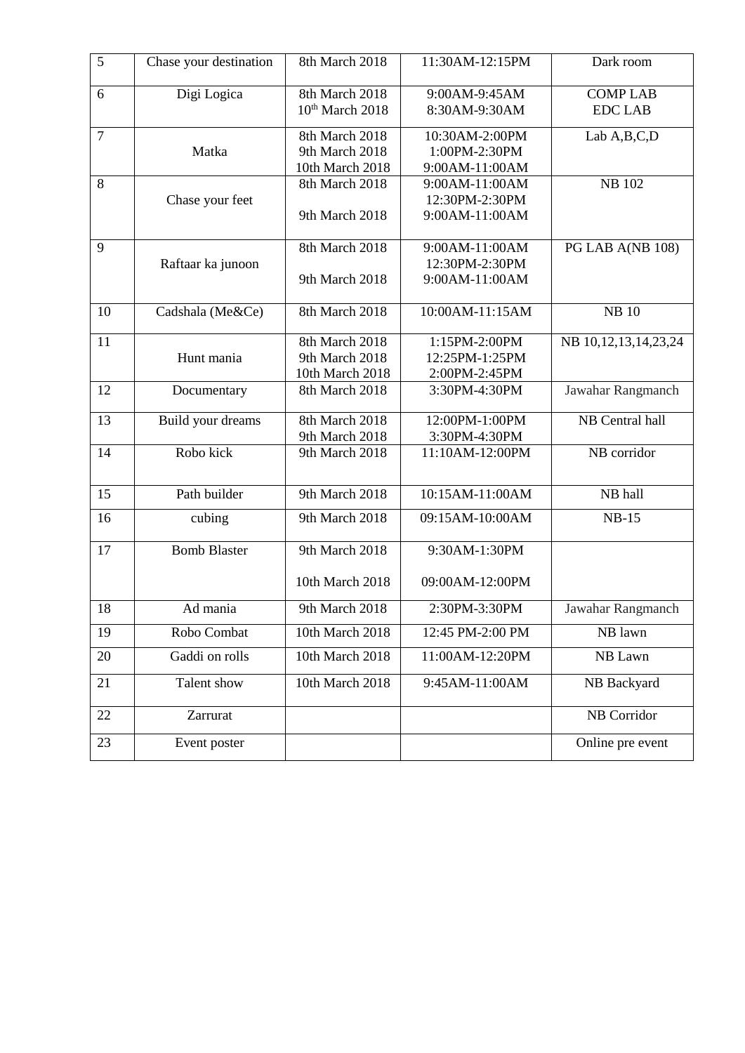| | | | | |
|---|---|---|---|---|
| 5 | Chase your destination | 8th March 2018 | 11:30AM-12:15PM | Dark room |
| 6 | Digi Logica | 8th March 2018<br>10th March 2018 | 9:00AM-9:45AM<br>8:30AM-9:30AM | COMP LAB<br>EDC LAB |
| 7 | Matka | 8th March 2018<br>9th March 2018<br>10th March 2018 | 10:30AM-2:00PM<br>1:00PM-2:30PM<br>9:00AM-11:00AM | Lab A,B,C,D |
| 8 | Chase your feet | 8th March 2018<br><br>9th March 2018 | 9:00AM-11:00AM<br>12:30PM-2:30PM<br>9:00AM-11:00AM | NB 102 |
| 9 | Raftaar ka junoon | 8th March 2018<br><br>9th March 2018 | 9:00AM-11:00AM<br>12:30PM-2:30PM<br>9:00AM-11:00AM | PG LAB A(NB 108) |
| 10 | Cadshala (Me&Ce) | 8th March 2018 | 10:00AM-11:15AM | NB 10 |
| 11 | Hunt mania | 8th March 2018<br>9th March 2018<br>10th March 2018 | 1:15PM-2:00PM<br>12:25PM-1:25PM<br>2:00PM-2:45PM | NB 10,12,13,14,23,24 |
| 12 | Documentary | 8th March 2018 | 3:30PM-4:30PM | Jawahar Rangmanch |
| 13 | Build your dreams | 8th March 2018<br>9th March 2018 | 12:00PM-1:00PM<br>3:30PM-4:30PM | NB Central hall |
| 14 | Robo kick | 9th March 2018 | 11:10AM-12:00PM | NB corridor |
| 15 | Path builder | 9th March 2018 | 10:15AM-11:00AM | NB hall |
| 16 | cubing | 9th March 2018 | 09:15AM-10:00AM | NB-15 |
| 17 | Bomb Blaster | 9th March 2018<br><br>10th March 2018 | 9:30AM-1:30PM<br><br>09:00AM-12:00PM | |
| 18 | Ad mania | 9th March 2018 | 2:30PM-3:30PM | Jawahar Rangmanch |
| 19 | Robo Combat | 10th March 2018 | 12:45 PM-2:00 PM | NB lawn |
| 20 | Gaddi on rolls | 10th March 2018 | 11:00AM-12:20PM | NB Lawn |
| 21 | Talent show | 10th March 2018 | 9:45AM-11:00AM | NB Backyard |
| 22 | Zarrurat | | | NB Corridor |
| 23 | Event poster | | | Online pre event |